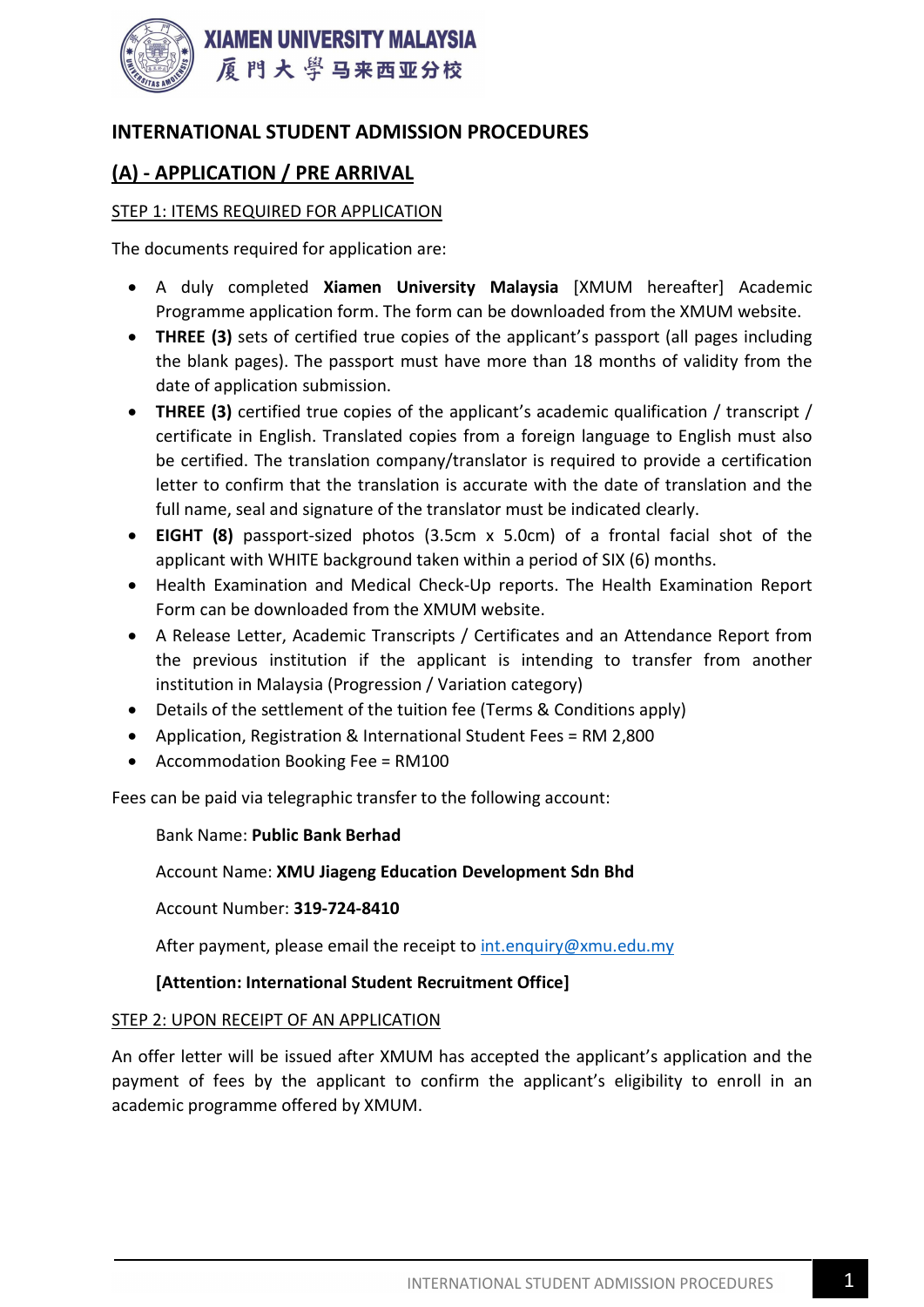XIAMEN UNIVERSITY MALAYSIA
厦門大學马来西亚分校

# INTERNATIONAL STUDENT ADMISSION PROCEDURES

## (A) - APPLICATION / PRE ARRIVAL

### STEP 1: ITEMS REQUIRED FOR APPLICATION

The documents required for application are:

- A duly completed **Xiamen University Malaysia** [XMUM hereafter] Academic Programme application form. The form can be downloaded from the XMUM website.
- **THREE (3)** sets of certified true copies of the applicant's passport (all pages including the blank pages). The passport must have more than 18 months of validity from the date of application submission.
- **THREE (3)** certified true copies of the applicant's academic qualification / transcript / certificate in English. Translated copies from a foreign language to English must also be certified. The translation company/translator is required to provide a certification letter to confirm that the translation is accurate with the date of translation and the full name, seal and signature of the translator must be indicated clearly.
- **EIGHT (8)** passport-sized photos (3.5cm x 5.0cm) of a frontal facial shot of the applicant with WHITE background taken within a period of SIX (6) months.
- Health Examination and Medical Check-Up reports. The Health Examination Report Form can be downloaded from the XMUM website.
- A Release Letter, Academic Transcripts / Certificates and an Attendance Report from the previous institution if the applicant is intending to transfer from another institution in Malaysia (Progression / Variation category)
- Details of the settlement of the tuition fee (Terms & Conditions apply)
- Application, Registration & International Student Fees = RM 2,800
- Accommodation Booking Fee = RM100

Fees can be paid via telegraphic transfer to the following account:

Bank Name: **Public Bank Berhad**

Account Name: **XMU Jiageng Education Development Sdn Bhd**

Account Number: **319-724-8410**

After payment, please email the receipt to int.enquiry@xmu.edu.my

**[Attention: International Student Recruitment Office]**

### STEP 2: UPON RECEIPT OF AN APPLICATION

An offer letter will be issued after XMUM has accepted the applicant's application and the payment of fees by the applicant to confirm the applicant's eligibility to enroll in an academic programme offered by XMUM.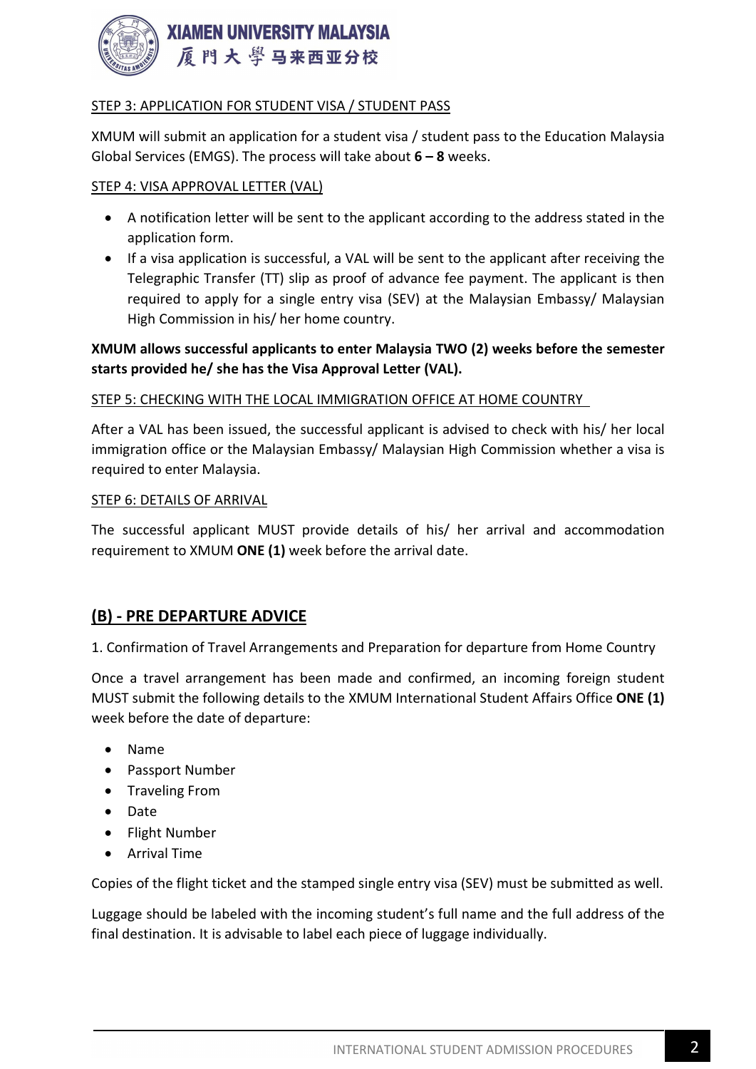STEP 3: APPLICATION FOR STUDENT VISA / STUDENT PASS

XMUM will submit an application for a student visa / student pass to the Education Malaysia Global Services (EMGS). The process will take about **6 – 8** weeks.

STEP 4: VISA APPROVAL LETTER (VAL)

- A notification letter will be sent to the applicant according to the address stated in the application form.
- If a visa application is successful, a VAL will be sent to the applicant after receiving the Telegraphic Transfer (TT) slip as proof of advance fee payment. The applicant is then required to apply for a single entry visa (SEV) at the Malaysian Embassy/ Malaysian High Commission in his/ her home country.

**XMUM allows successful applicants to enter Malaysia TWO (2) weeks before the semester starts provided he/ she has the Visa Approval Letter (VAL).**

STEP 5: CHECKING WITH THE LOCAL IMMIGRATION OFFICE AT HOME COUNTRY

After a VAL has been issued, the successful applicant is advised to check with his/ her local immigration office or the Malaysian Embassy/ Malaysian High Commission whether a visa is required to enter Malaysia.

STEP 6: DETAILS OF ARRIVAL

The successful applicant MUST provide details of his/ her arrival and accommodation requirement to XMUM **ONE (1)** week before the arrival date.

## (B) - PRE DEPARTURE ADVICE

1. Confirmation of Travel Arrangements and Preparation for departure from Home Country

Once a travel arrangement has been made and confirmed, an incoming foreign student MUST submit the following details to the XMUM International Student Affairs Office **ONE (1)** week before the date of departure:

- Name
- Passport Number
- Traveling From
- Date
- Flight Number
- Arrival Time

Copies of the flight ticket and the stamped single entry visa (SEV) must be submitted as well.

Luggage should be labeled with the incoming student's full name and the full address of the final destination. It is advisable to label each piece of luggage individually.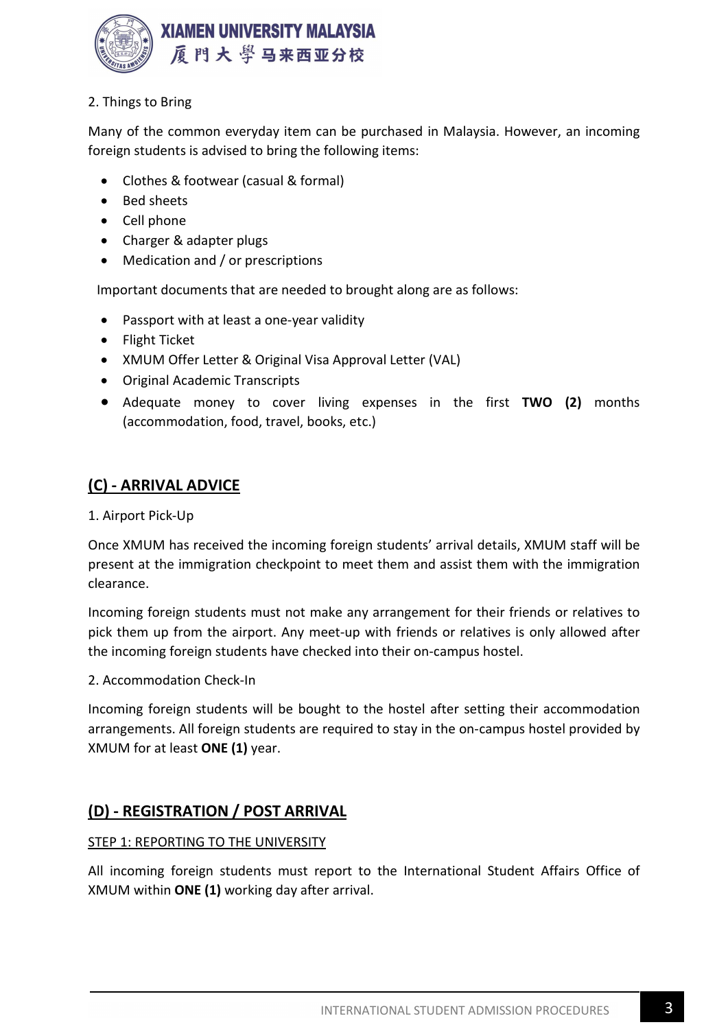2. Things to Bring

Many of the common everyday item can be purchased in Malaysia. However, an incoming foreign students is advised to bring the following items:

- Clothes & footwear (casual & formal)
- Bed sheets
- Cell phone
- Charger & adapter plugs
- Medication and / or prescriptions

Important documents that are needed to brought along are as follows:

- Passport with at least a one-year validity
- Flight Ticket
- XMUM Offer Letter & Original Visa Approval Letter (VAL)
- Original Academic Transcripts
- Adequate money to cover living expenses in the first **TWO (2)** months (accommodation, food, travel, books, etc.)

## (C) - ARRIVAL ADVICE

1. Airport Pick-Up

Once XMUM has received the incoming foreign students' arrival details, XMUM staff will be present at the immigration checkpoint to meet them and assist them with the immigration clearance.

Incoming foreign students must not make any arrangement for their friends or relatives to pick them up from the airport. Any meet-up with friends or relatives is only allowed after the incoming foreign students have checked into their on-campus hostel.

2. Accommodation Check-In

Incoming foreign students will be bought to the hostel after setting their accommodation arrangements. All foreign students are required to stay in the on-campus hostel provided by XMUM for at least **ONE (1)** year.

## (D) - REGISTRATION / POST ARRIVAL

### STEP 1: REPORTING TO THE UNIVERSITY

All incoming foreign students must report to the International Student Affairs Office of XMUM within **ONE (1)** working day after arrival.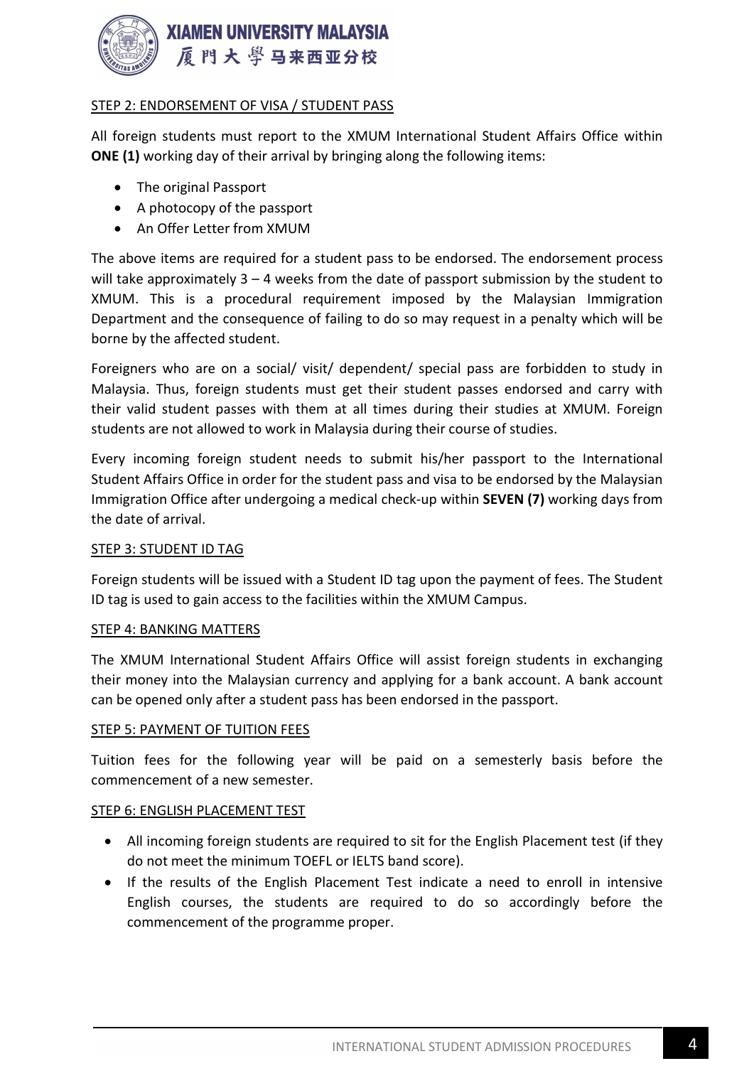## STEP 2: ENDORSEMENT OF VISA / STUDENT PASS

All foreign students must report to the XMUM International Student Affairs Office within **ONE (1)** working day of their arrival by bringing along the following items:

- The original Passport
- A photocopy of the passport
- An Offer Letter from XMUM

The above items are required for a student pass to be endorsed. The endorsement process will take approximately 3 – 4 weeks from the date of passport submission by the student to XMUM. This is a procedural requirement imposed by the Malaysian Immigration Department and the consequence of failing to do so may request in a penalty which will be borne by the affected student.

Foreigners who are on a social/ visit/ dependent/ special pass are forbidden to study in Malaysia. Thus, foreign students must get their student passes endorsed and carry with their valid student passes with them at all times during their studies at XMUM. Foreign students are not allowed to work in Malaysia during their course of studies.

Every incoming foreign student needs to submit his/her passport to the International Student Affairs Office in order for the student pass and visa to be endorsed by the Malaysian Immigration Office after undergoing a medical check-up within **SEVEN (7)** working days from the date of arrival.

## STEP 3: STUDENT ID TAG

Foreign students will be issued with a Student ID tag upon the payment of fees. The Student ID tag is used to gain access to the facilities within the XMUM Campus.

## STEP 4: BANKING MATTERS

The XMUM International Student Affairs Office will assist foreign students in exchanging their money into the Malaysian currency and applying for a bank account. A bank account can be opened only after a student pass has been endorsed in the passport.

## STEP 5: PAYMENT OF TUITION FEES

Tuition fees for the following year will be paid on a semesterly basis before the commencement of a new semester.

## STEP 6: ENGLISH PLACEMENT TEST

- All incoming foreign students are required to sit for the English Placement test (if they do not meet the minimum TOEFL or IELTS band score).
- If the results of the English Placement Test indicate a need to enroll in intensive English courses, the students are required to do so accordingly before the commencement of the programme proper.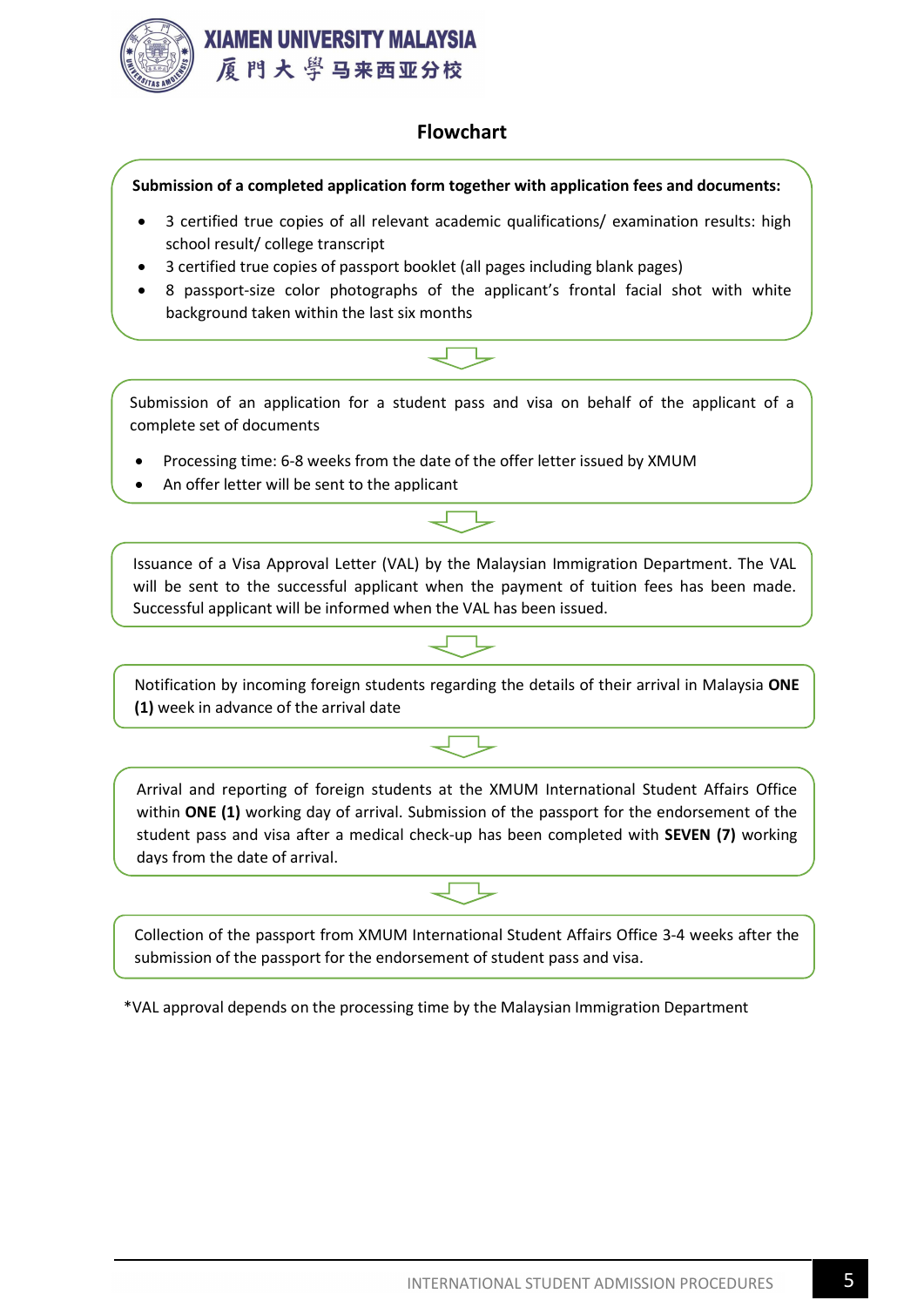## Flowchart

**Submission of a completed application form together with application fees and documents:**

- 3 certified true copies of all relevant academic qualifications/ examination results: high school result/ college transcript
- 3 certified true copies of passport booklet (all pages including blank pages)
- 8 passport-size color photographs of the applicant's frontal facial shot with white background taken within the last six months

↓

Submission of an application for a student pass and visa on behalf of the applicant of a complete set of documents

- Processing time: 6-8 weeks from the date of the offer letter issued by XMUM
- An offer letter will be sent to the applicant

↓

Issuance of a Visa Approval Letter (VAL) by the Malaysian Immigration Department. The VAL will be sent to the successful applicant when the payment of tuition fees has been made. Successful applicant will be informed when the VAL has been issued.

↓

Notification by incoming foreign students regarding the details of their arrival in Malaysia **ONE (1)** week in advance of the arrival date

↓

Arrival and reporting of foreign students at the XMUM International Student Affairs Office within **ONE (1)** working day of arrival. Submission of the passport for the endorsement of the student pass and visa after a medical check-up has been completed with **SEVEN (7)** working days from the date of arrival.

↓

Collection of the passport from XMUM International Student Affairs Office 3-4 weeks after the submission of the passport for the endorsement of student pass and visa.

*VAL approval depends on the processing time by the Malaysian Immigration Department